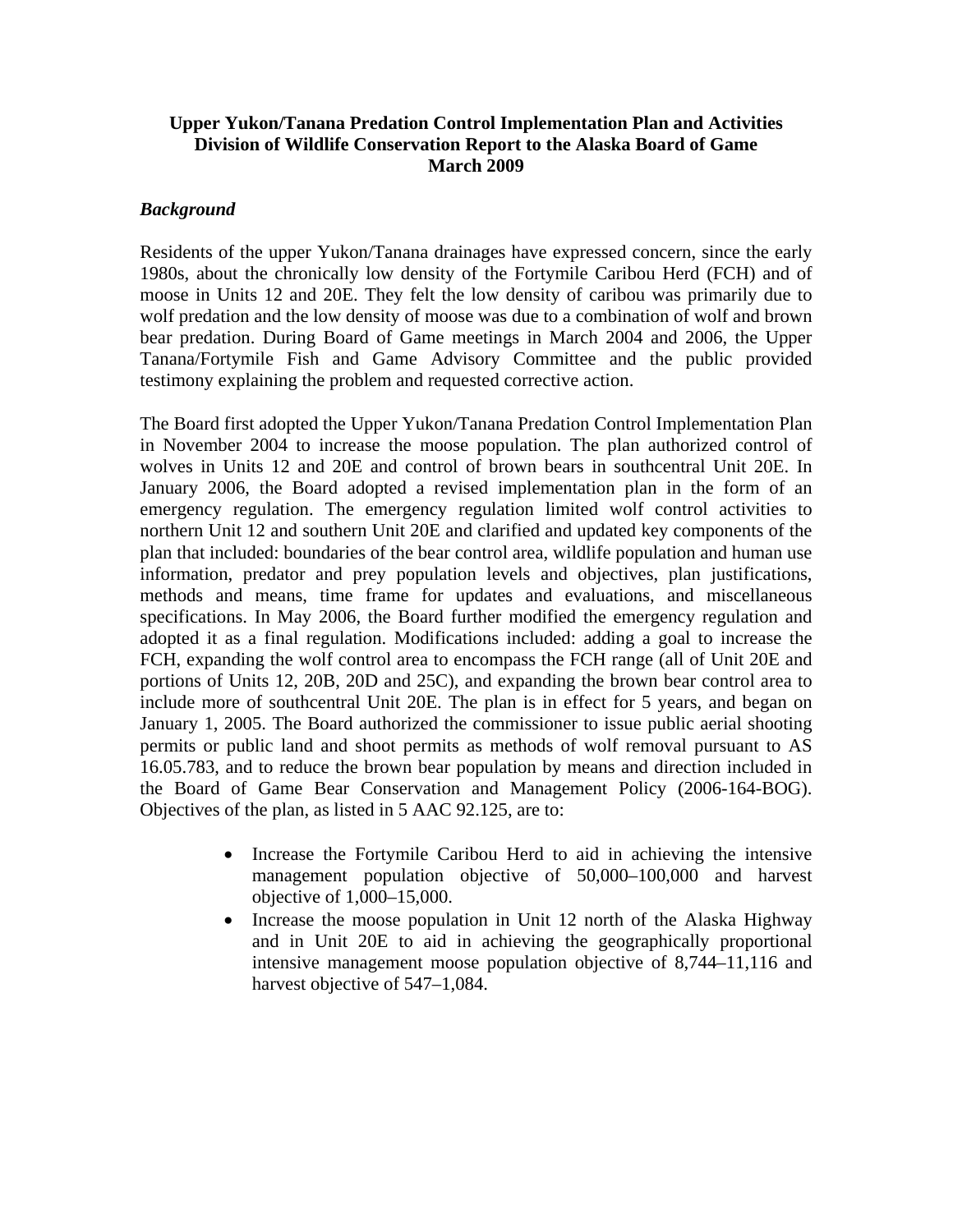# Upper Yukon/Tanana Predation Control Implementation Plan and Activities
# Division of Wildlife Conservation Report to the Alaska Board of Game
# March 2009

## *Background*

Residents of the upper Yukon/Tanana drainages have expressed concern, since the early 1980s, about the chronically low density of the Fortymile Caribou Herd (FCH) and of moose in Units 12 and 20E. They felt the low density of caribou was primarily due to wolf predation and the low density of moose was due to a combination of wolf and brown bear predation. During Board of Game meetings in March 2004 and 2006, the Upper Tanana/Fortymile Fish and Game Advisory Committee and the public provided testimony explaining the problem and requested corrective action.

The Board first adopted the Upper Yukon/Tanana Predation Control Implementation Plan in November 2004 to increase the moose population. The plan authorized control of wolves in Units 12 and 20E and control of brown bears in southcentral Unit 20E. In January 2006, the Board adopted a revised implementation plan in the form of an emergency regulation. The emergency regulation limited wolf control activities to northern Unit 12 and southern Unit 20E and clarified and updated key components of the plan that included: boundaries of the bear control area, wildlife population and human use information, predator and prey population levels and objectives, plan justifications, methods and means, time frame for updates and evaluations, and miscellaneous specifications. In May 2006, the Board further modified the emergency regulation and adopted it as a final regulation. Modifications included: adding a goal to increase the FCH, expanding the wolf control area to encompass the FCH range (all of Unit 20E and portions of Units 12, 20B, 20D and 25C), and expanding the brown bear control area to include more of southcentral Unit 20E. The plan is in effect for 5 years, and began on January 1, 2005. The Board authorized the commissioner to issue public aerial shooting permits or public land and shoot permits as methods of wolf removal pursuant to AS 16.05.783, and to reduce the brown bear population by means and direction included in the Board of Game Bear Conservation and Management Policy (2006-164-BOG). Objectives of the plan, as listed in 5 AAC 92.125, are to:

- Increase the Fortymile Caribou Herd to aid in achieving the intensive management population objective of 50,000–100,000 and harvest objective of 1,000–15,000.
- Increase the moose population in Unit 12 north of the Alaska Highway and in Unit 20E to aid in achieving the geographically proportional intensive management moose population objective of 8,744–11,116 and harvest objective of 547–1,084.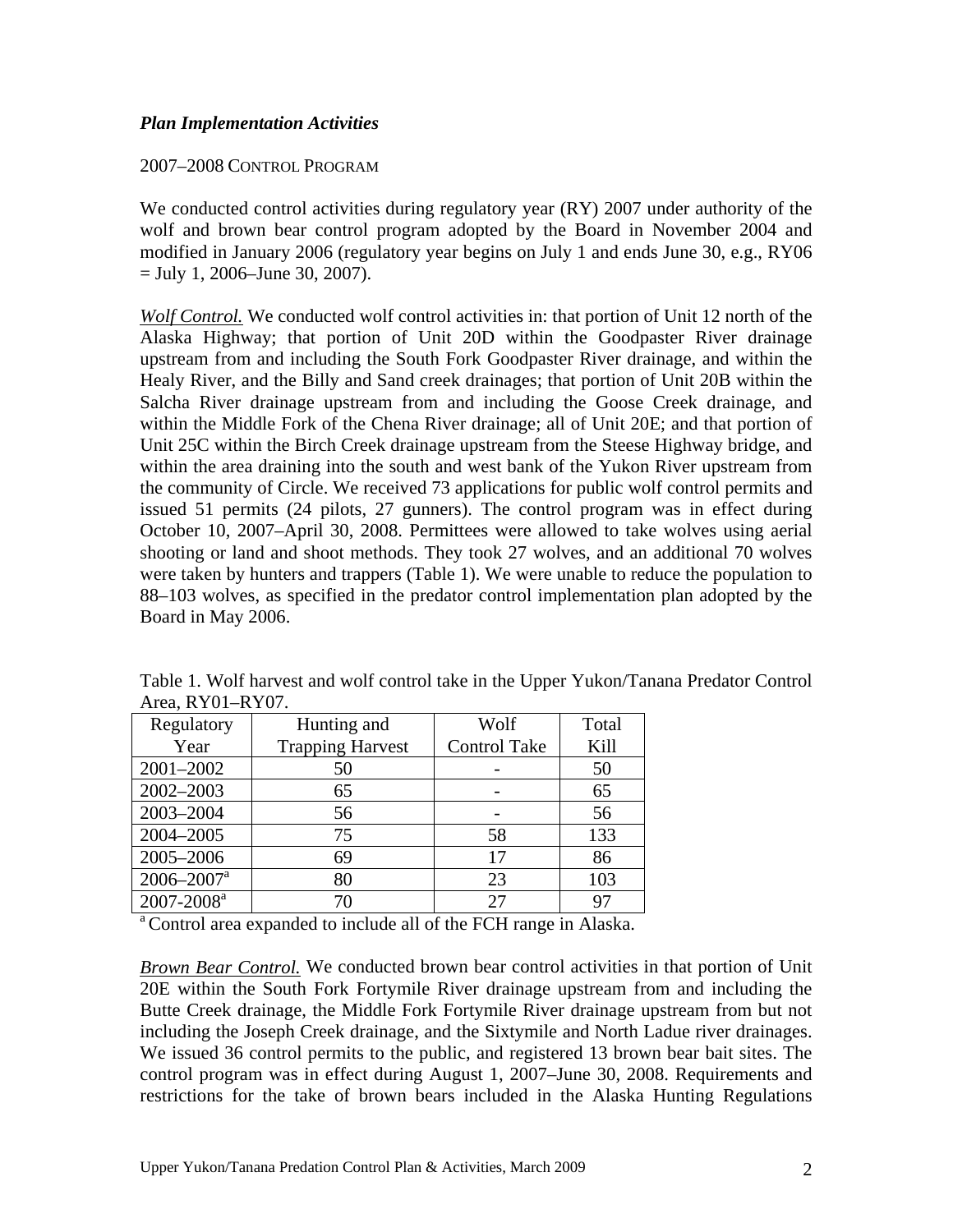### *Plan Implementation Activities*

2007–2008 CONTROL PROGRAM

We conducted control activities during regulatory year (RY) 2007 under authority of the wolf and brown bear control program adopted by the Board in November 2004 and modified in January 2006 (regulatory year begins on July 1 and ends June 30, e.g., RY06 = July 1, 2006–June 30, 2007).

*Wolf Control.* We conducted wolf control activities in: that portion of Unit 12 north of the Alaska Highway; that portion of Unit 20D within the Goodpaster River drainage upstream from and including the South Fork Goodpaster River drainage, and within the Healy River, and the Billy and Sand creek drainages; that portion of Unit 20B within the Salcha River drainage upstream from and including the Goose Creek drainage, and within the Middle Fork of the Chena River drainage; all of Unit 20E; and that portion of Unit 25C within the Birch Creek drainage upstream from the Steese Highway bridge, and within the area draining into the south and west bank of the Yukon River upstream from the community of Circle. We received 73 applications for public wolf control permits and issued 51 permits (24 pilots, 27 gunners). The control program was in effect during October 10, 2007–April 30, 2008. Permittees were allowed to take wolves using aerial shooting or land and shoot methods. They took 27 wolves, and an additional 70 wolves were taken by hunters and trappers (Table 1). We were unable to reduce the population to 88–103 wolves, as specified in the predator control implementation plan adopted by the Board in May 2006.

Table 1. Wolf harvest and wolf control take in the Upper Yukon/Tanana Predator Control Area, RY01–RY07.

| Regulatory Year | Hunting and Trapping Harvest | Wolf Control Take | Total Kill |
|---|---|---|---|
| 2001–2002 | 50 | - | 50 |
| 2002–2003 | 65 | - | 65 |
| 2003–2004 | 56 | - | 56 |
| 2004–2005 | 75 | 58 | 133 |
| 2005–2006 | 69 | 17 | 86 |
| 2006–2007[a] | 80 | 23 | 103 |
| 2007-2008[a] | 70 | 27 | 97 |

[a] Control area expanded to include all of the FCH range in Alaska.

*Brown Bear Control.* We conducted brown bear control activities in that portion of Unit 20E within the South Fork Fortymile River drainage upstream from and including the Butte Creek drainage, the Middle Fork Fortymile River drainage upstream from but not including the Joseph Creek drainage, and the Sixtymile and North Ladue river drainages. We issued 36 control permits to the public, and registered 13 brown bear bait sites. The control program was in effect during August 1, 2007–June 30, 2008. Requirements and restrictions for the take of brown bears included in the Alaska Hunting Regulations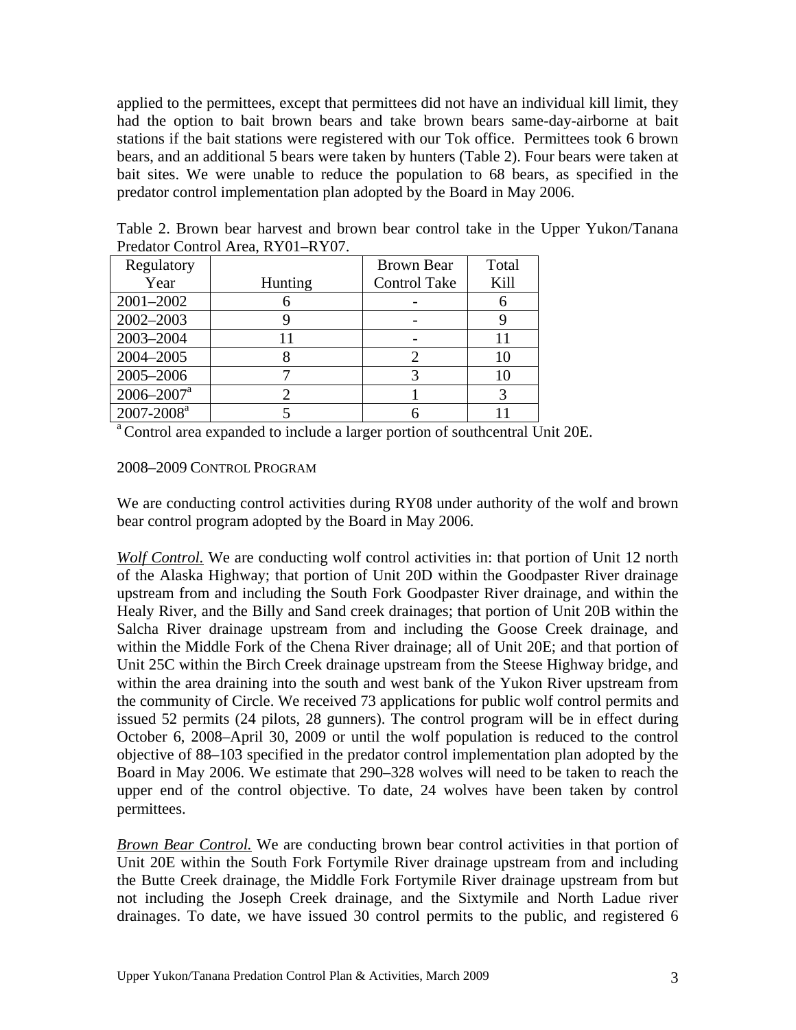applied to the permittees, except that permittees did not have an individual kill limit, they had the option to bait brown bears and take brown bears same-day-airborne at bait stations if the bait stations were registered with our Tok office. Permittees took 6 brown bears, and an additional 5 bears were taken by hunters (Table 2). Four bears were taken at bait sites. We were unable to reduce the population to 68 bears, as specified in the predator control implementation plan adopted by the Board in May 2006.

Table 2. Brown bear harvest and brown bear control take in the Upper Yukon/Tanana Predator Control Area, RY01–RY07.

| Regulatory Year | Hunting | Brown Bear Control Take | Total Kill |
|---|---|---|---|
| 2001–2002 | 6 | - | 6 |
| 2002–2003 | 9 | - | 9 |
| 2003–2004 | 11 | - | 11 |
| 2004–2005 | 8 | 2 | 10 |
| 2005–2006 | 7 | 3 | 10 |
| 2006–2007[a] | 2 | 1 | 3 |
| 2007-2008[a] | 5 | 6 | 11 |

[a] Control area expanded to include a larger portion of southcentral Unit 20E.

## 2008–2009 Control Program

We are conducting control activities during RY08 under authority of the wolf and brown bear control program adopted by the Board in May 2006.

*Wolf Control.* We are conducting wolf control activities in: that portion of Unit 12 north of the Alaska Highway; that portion of Unit 20D within the Goodpaster River drainage upstream from and including the South Fork Goodpaster River drainage, and within the Healy River, and the Billy and Sand creek drainages; that portion of Unit 20B within the Salcha River drainage upstream from and including the Goose Creek drainage, and within the Middle Fork of the Chena River drainage; all of Unit 20E; and that portion of Unit 25C within the Birch Creek drainage upstream from the Steese Highway bridge, and within the area draining into the south and west bank of the Yukon River upstream from the community of Circle. We received 73 applications for public wolf control permits and issued 52 permits (24 pilots, 28 gunners). The control program will be in effect during October 6, 2008–April 30, 2009 or until the wolf population is reduced to the control objective of 88–103 specified in the predator control implementation plan adopted by the Board in May 2006. We estimate that 290–328 wolves will need to be taken to reach the upper end of the control objective. To date, 24 wolves have been taken by control permittees.

*Brown Bear Control.* We are conducting brown bear control activities in that portion of Unit 20E within the South Fork Fortymile River drainage upstream from and including the Butte Creek drainage, the Middle Fork Fortymile River drainage upstream from but not including the Joseph Creek drainage, and the Sixtymile and North Ladue river drainages. To date, we have issued 30 control permits to the public, and registered 6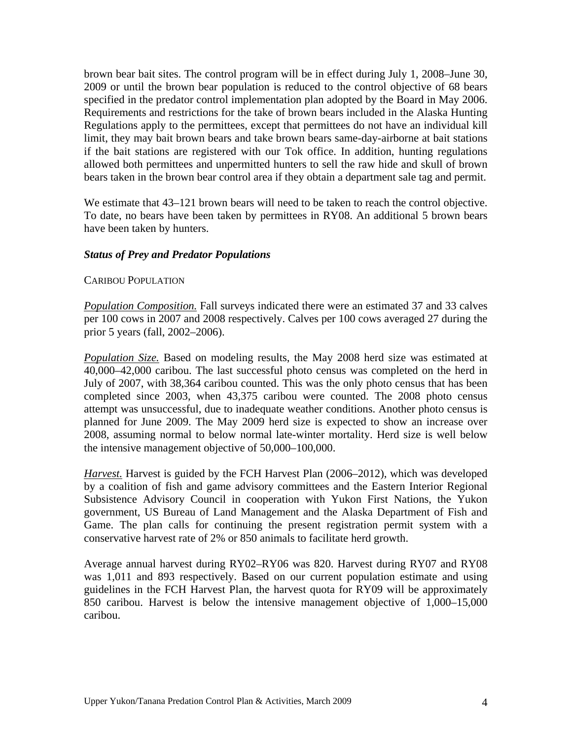brown bear bait sites. The control program will be in effect during July 1, 2008–June 30, 2009 or until the brown bear population is reduced to the control objective of 68 bears specified in the predator control implementation plan adopted by the Board in May 2006. Requirements and restrictions for the take of brown bears included in the Alaska Hunting Regulations apply to the permittees, except that permittees do not have an individual kill limit, they may bait brown bears and take brown bears same-day-airborne at bait stations if the bait stations are registered with our Tok office. In addition, hunting regulations allowed both permittees and unpermitted hunters to sell the raw hide and skull of brown bears taken in the brown bear control area if they obtain a department sale tag and permit.

We estimate that 43–121 brown bears will need to be taken to reach the control objective. To date, no bears have been taken by permittees in RY08. An additional 5 brown bears have been taken by hunters.

### ***Status of Prey and Predator Populations***

CARIBOU POPULATION

*Population Composition.* Fall surveys indicated there were an estimated 37 and 33 calves per 100 cows in 2007 and 2008 respectively. Calves per 100 cows averaged 27 during the prior 5 years (fall, 2002–2006).

*Population Size.* Based on modeling results, the May 2008 herd size was estimated at 40,000–42,000 caribou. The last successful photo census was completed on the herd in July of 2007, with 38,364 caribou counted. This was the only photo census that has been completed since 2003, when 43,375 caribou were counted. The 2008 photo census attempt was unsuccessful, due to inadequate weather conditions. Another photo census is planned for June 2009. The May 2009 herd size is expected to show an increase over 2008, assuming normal to below normal late-winter mortality. Herd size is well below the intensive management objective of 50,000–100,000.

*Harvest.* Harvest is guided by the FCH Harvest Plan (2006–2012), which was developed by a coalition of fish and game advisory committees and the Eastern Interior Regional Subsistence Advisory Council in cooperation with Yukon First Nations, the Yukon government, US Bureau of Land Management and the Alaska Department of Fish and Game. The plan calls for continuing the present registration permit system with a conservative harvest rate of 2% or 850 animals to facilitate herd growth.

Average annual harvest during RY02–RY06 was 820. Harvest during RY07 and RY08 was 1,011 and 893 respectively. Based on our current population estimate and using guidelines in the FCH Harvest Plan, the harvest quota for RY09 will be approximately 850 caribou. Harvest is below the intensive management objective of 1,000–15,000 caribou.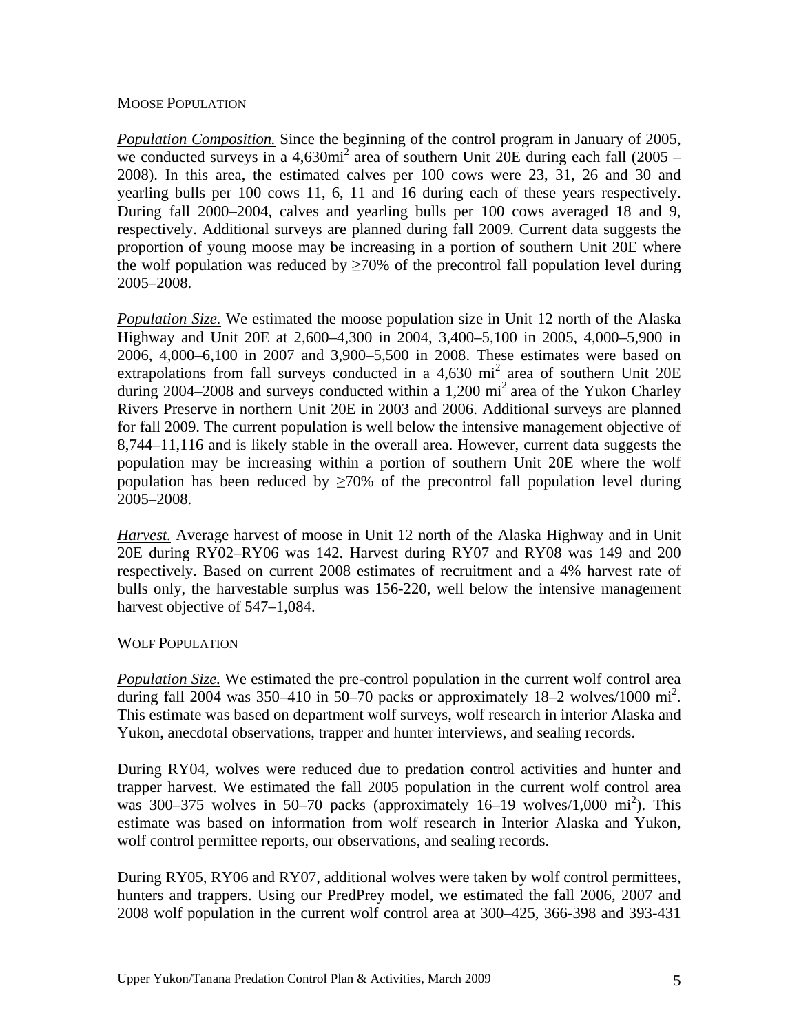MOOSE POPULATION

*Population Composition.* Since the beginning of the control program in January of 2005, we conducted surveys in a 4,630mi$^2$ area of southern Unit 20E during each fall (2005 – 2008). In this area, the estimated calves per 100 cows were 23, 31, 26 and 30 and yearling bulls per 100 cows 11, 6, 11 and 16 during each of these years respectively. During fall 2000–2004, calves and yearling bulls per 100 cows averaged 18 and 9, respectively. Additional surveys are planned during fall 2009. Current data suggests the proportion of young moose may be increasing in a portion of southern Unit 20E where the wolf population was reduced by ≥70% of the precontrol fall population level during 2005–2008.

*Population Size.* We estimated the moose population size in Unit 12 north of the Alaska Highway and Unit 20E at 2,600–4,300 in 2004, 3,400–5,100 in 2005, 4,000–5,900 in 2006, 4,000–6,100 in 2007 and 3,900–5,500 in 2008. These estimates were based on extrapolations from fall surveys conducted in a 4,630 mi$^2$ area of southern Unit 20E during 2004–2008 and surveys conducted within a 1,200 mi$^2$ area of the Yukon Charley Rivers Preserve in northern Unit 20E in 2003 and 2006. Additional surveys are planned for fall 2009. The current population is well below the intensive management objective of 8,744–11,116 and is likely stable in the overall area. However, current data suggests the population may be increasing within a portion of southern Unit 20E where the wolf population has been reduced by ≥70% of the precontrol fall population level during 2005–2008.

*Harvest.* Average harvest of moose in Unit 12 north of the Alaska Highway and in Unit 20E during RY02–RY06 was 142. Harvest during RY07 and RY08 was 149 and 200 respectively. Based on current 2008 estimates of recruitment and a 4% harvest rate of bulls only, the harvestable surplus was 156-220, well below the intensive management harvest objective of 547–1,084.

WOLF POPULATION

*Population Size.* We estimated the pre-control population in the current wolf control area during fall 2004 was 350–410 in 50–70 packs or approximately 18–2 wolves/1000 mi$^2$. This estimate was based on department wolf surveys, wolf research in interior Alaska and Yukon, anecdotal observations, trapper and hunter interviews, and sealing records.

During RY04, wolves were reduced due to predation control activities and hunter and trapper harvest. We estimated the fall 2005 population in the current wolf control area was 300–375 wolves in 50–70 packs (approximately 16–19 wolves/1,000 mi$^2$). This estimate was based on information from wolf research in Interior Alaska and Yukon, wolf control permittee reports, our observations, and sealing records.

During RY05, RY06 and RY07, additional wolves were taken by wolf control permittees, hunters and trappers. Using our PredPrey model, we estimated the fall 2006, 2007 and 2008 wolf population in the current wolf control area at 300–425, 366-398 and 393-431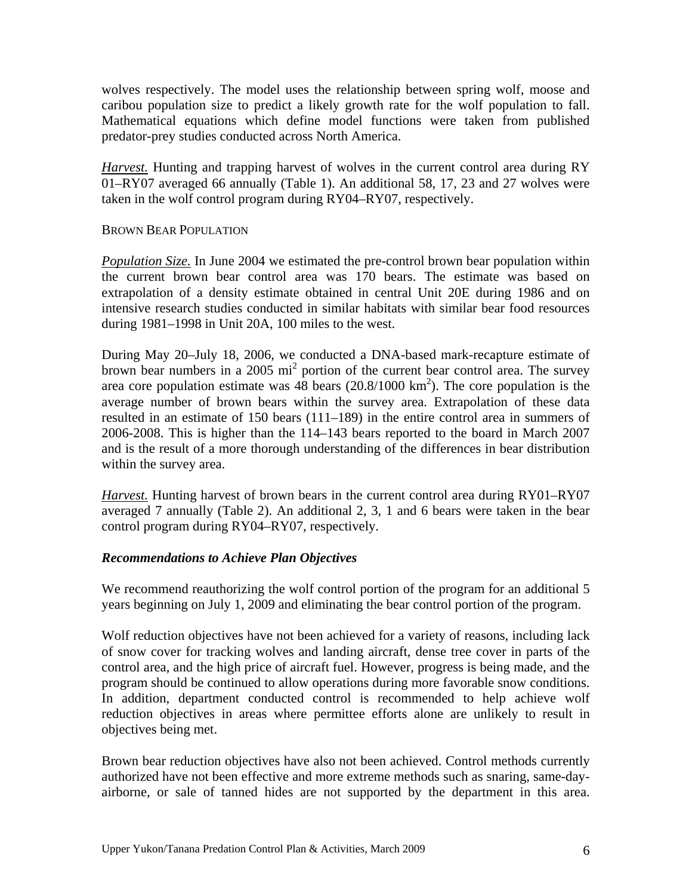wolves respectively. The model uses the relationship between spring wolf, moose and caribou population size to predict a likely growth rate for the wolf population to fall. Mathematical equations which define model functions were taken from published predator-prey studies conducted across North America.

*Harvest.* Hunting and trapping harvest of wolves in the current control area during RY 01–RY07 averaged 66 annually (Table 1). An additional 58, 17, 23 and 27 wolves were taken in the wolf control program during RY04–RY07, respectively.

BROWN BEAR POPULATION

*Population Size.* In June 2004 we estimated the pre-control brown bear population within the current brown bear control area was 170 bears. The estimate was based on extrapolation of a density estimate obtained in central Unit 20E during 1986 and on intensive research studies conducted in similar habitats with similar bear food resources during 1981–1998 in Unit 20A, 100 miles to the west.

During May 20–July 18, 2006, we conducted a DNA-based mark-recapture estimate of brown bear numbers in a 2005 $mi^2$ portion of the current bear control area. The survey area core population estimate was 48 bears ($20.8/1000\ km^2$). The core population is the average number of brown bears within the survey area. Extrapolation of these data resulted in an estimate of 150 bears (111–189) in the entire control area in summers of 2006-2008. This is higher than the 114–143 bears reported to the board in March 2007 and is the result of a more thorough understanding of the differences in bear distribution within the survey area.

*Harvest.* Hunting harvest of brown bears in the current control area during RY01–RY07 averaged 7 annually (Table 2). An additional 2, 3, 1 and 6 bears were taken in the bear control program during RY04–RY07, respectively.

***Recommendations to Achieve Plan Objectives***

We recommend reauthorizing the wolf control portion of the program for an additional 5 years beginning on July 1, 2009 and eliminating the bear control portion of the program.

Wolf reduction objectives have not been achieved for a variety of reasons, including lack of snow cover for tracking wolves and landing aircraft, dense tree cover in parts of the control area, and the high price of aircraft fuel. However, progress is being made, and the program should be continued to allow operations during more favorable snow conditions. In addition, department conducted control is recommended to help achieve wolf reduction objectives in areas where permittee efforts alone are unlikely to result in objectives being met.

Brown bear reduction objectives have also not been achieved. Control methods currently authorized have not been effective and more extreme methods such as snaring, same-day-airborne, or sale of tanned hides are not supported by the department in this area.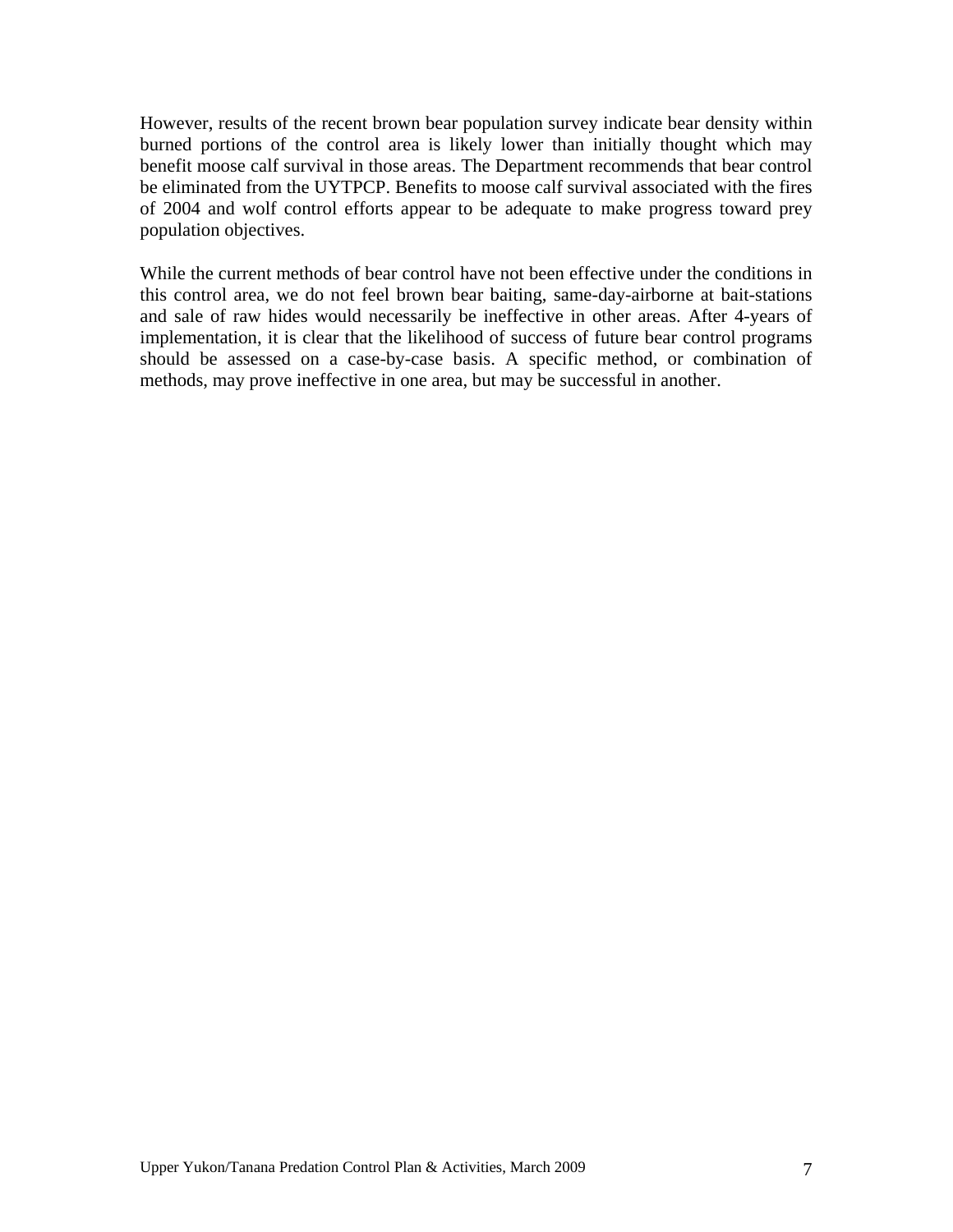However, results of the recent brown bear population survey indicate bear density within burned portions of the control area is likely lower than initially thought which may benefit moose calf survival in those areas. The Department recommends that bear control be eliminated from the UYTPCP. Benefits to moose calf survival associated with the fires of 2004 and wolf control efforts appear to be adequate to make progress toward prey population objectives.

While the current methods of bear control have not been effective under the conditions in this control area, we do not feel brown bear baiting, same-day-airborne at bait-stations and sale of raw hides would necessarily be ineffective in other areas. After 4-years of implementation, it is clear that the likelihood of success of future bear control programs should be assessed on a case-by-case basis. A specific method, or combination of methods, may prove ineffective in one area, but may be successful in another.